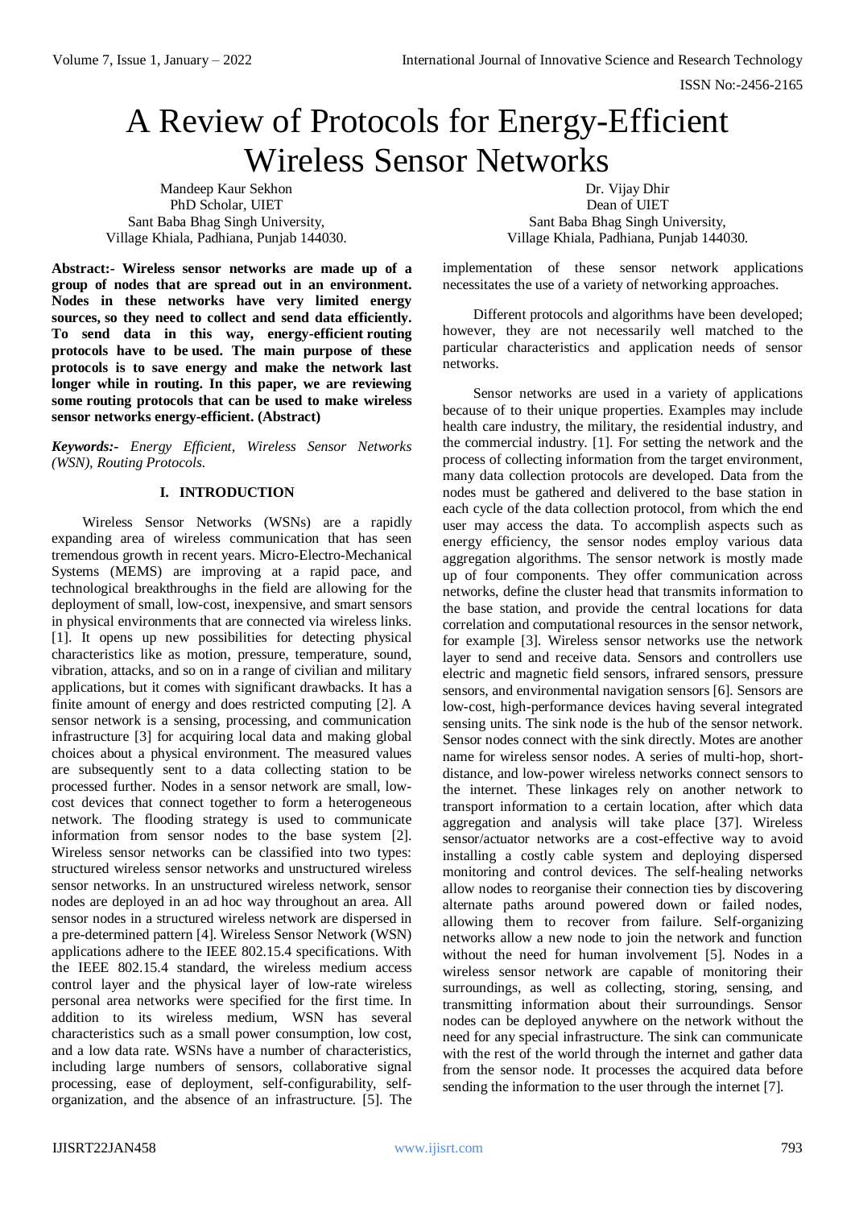# A Review of Protocols for Energy-Efficient Wireless Sensor Networks

Mandeep Kaur Sekhon
PhD Scholar, UIET
Sant Baba Bhag Singh University,
Village Khiala, Padhiana, Punjab 144030.

Dr. Vijay Dhir
Dean of UIET
Sant Baba Bhag Singh University,
Village Khiala, Padhiana, Punjab 144030.

**Abstract:- Wireless sensor networks are made up of a group of nodes that are spread out in an environment. Nodes in these networks have very limited energy sources, so they need to collect and send data efficiently. To send data in this way, energy-efficient routing protocols have to be used. The main purpose of these protocols is to save energy and make the network last longer while in routing. In this paper, we are reviewing some routing protocols that can be used to make wireless sensor networks energy-efficient. (Abstract)**

***Keywords:-*** *Energy Efficient, Wireless Sensor Networks (WSN), Routing Protocols.*

## I. INTRODUCTION

Wireless Sensor Networks (WSNs) are a rapidly expanding area of wireless communication that has seen tremendous growth in recent years. Micro-Electro-Mechanical Systems (MEMS) are improving at a rapid pace, and technological breakthroughs in the field are allowing for the deployment of small, low-cost, inexpensive, and smart sensors in physical environments that are connected via wireless links. [1]. It opens up new possibilities for detecting physical characteristics like as motion, pressure, temperature, sound, vibration, attacks, and so on in a range of civilian and military applications, but it comes with significant drawbacks. It has a finite amount of energy and does restricted computing [2]. A sensor network is a sensing, processing, and communication infrastructure [3] for acquiring local data and making global choices about a physical environment. The measured values are subsequently sent to a data collecting station to be processed further. Nodes in a sensor network are small, low-cost devices that connect together to form a heterogeneous network. The flooding strategy is used to communicate information from sensor nodes to the base system [2]. Wireless sensor networks can be classified into two types: structured wireless sensor networks and unstructured wireless sensor networks. In an unstructured wireless network, sensor nodes are deployed in an ad hoc way throughout an area. All sensor nodes in a structured wireless network are dispersed in a pre-determined pattern [4]. Wireless Sensor Network (WSN) applications adhere to the IEEE 802.15.4 specifications. With the IEEE 802.15.4 standard, the wireless medium access control layer and the physical layer of low-rate wireless personal area networks were specified for the first time. In addition to its wireless medium, WSN has several characteristics such as a small power consumption, low cost, and a low data rate. WSNs have a number of characteristics, including large numbers of sensors, collaborative signal processing, ease of deployment, self-configurability, self-organization, and the absence of an infrastructure. [5]. The implementation of these sensor network applications necessitates the use of a variety of networking approaches.

Different protocols and algorithms have been developed; however, they are not necessarily well matched to the particular characteristics and application needs of sensor networks.

Sensor networks are used in a variety of applications because of to their unique properties. Examples may include health care industry, the military, the residential industry, and the commercial industry. [1]. For setting the network and the process of collecting information from the target environment, many data collection protocols are developed. Data from the nodes must be gathered and delivered to the base station in each cycle of the data collection protocol, from which the end user may access the data. To accomplish aspects such as energy efficiency, the sensor nodes employ various data aggregation algorithms. The sensor network is mostly made up of four components. They offer communication across networks, define the cluster head that transmits information to the base station, and provide the central locations for data correlation and computational resources in the sensor network, for example [3]. Wireless sensor networks use the network layer to send and receive data. Sensors and controllers use electric and magnetic field sensors, infrared sensors, pressure sensors, and environmental navigation sensors [6]. Sensors are low-cost, high-performance devices having several integrated sensing units. The sink node is the hub of the sensor network. Sensor nodes connect with the sink directly. Motes are another name for wireless sensor nodes. A series of multi-hop, short-distance, and low-power wireless networks connect sensors to the internet. These linkages rely on another network to transport information to a certain location, after which data aggregation and analysis will take place [37]. Wireless sensor/actuator networks are a cost-effective way to avoid installing a costly cable system and deploying dispersed monitoring and control devices. The self-healing networks allow nodes to reorganise their connection ties by discovering alternate paths around powered down or failed nodes, allowing them to recover from failure. Self-organizing networks allow a new node to join the network and function without the need for human involvement [5]. Nodes in a wireless sensor network are capable of monitoring their surroundings, as well as collecting, storing, sensing, and transmitting information about their surroundings. Sensor nodes can be deployed anywhere on the network without the need for any special infrastructure. The sink can communicate with the rest of the world through the internet and gather data from the sensor node. It processes the acquired data before sending the information to the user through the internet [7].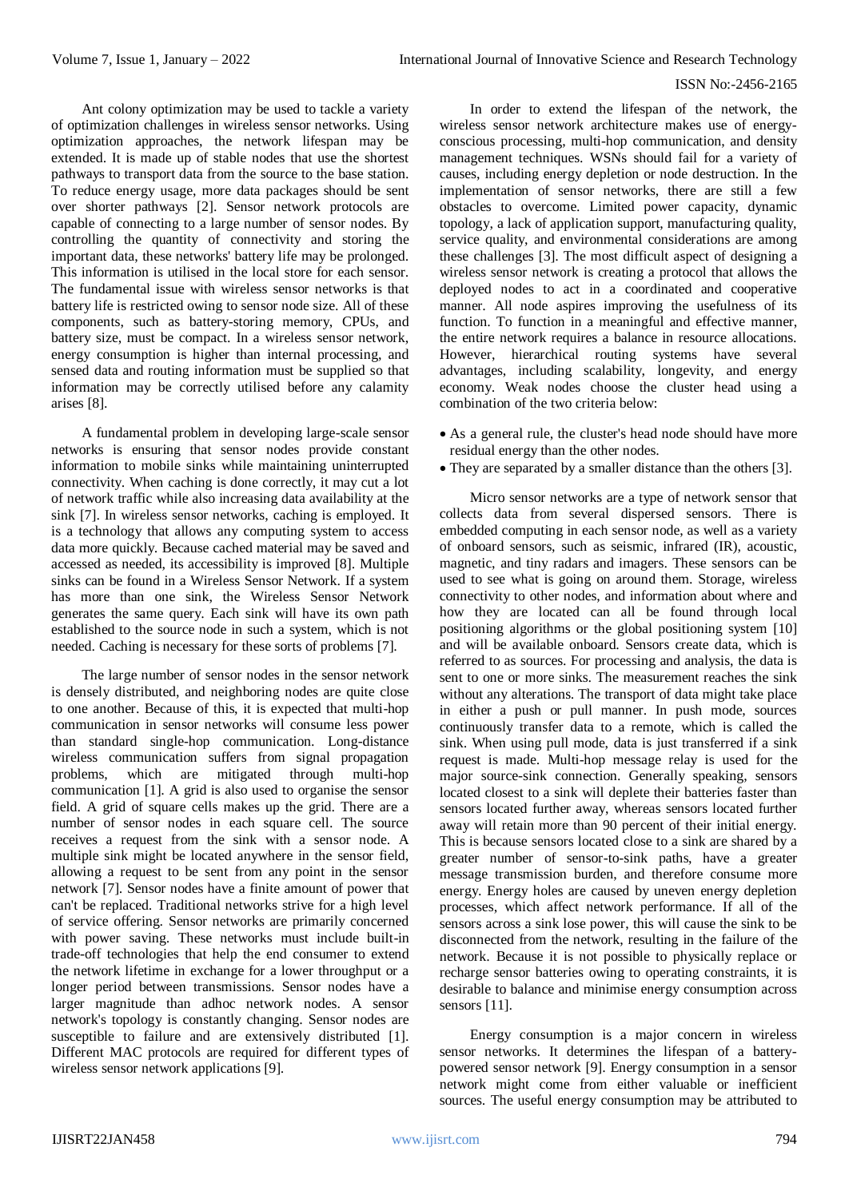Ant colony optimization may be used to tackle a variety of optimization challenges in wireless sensor networks. Using optimization approaches, the network lifespan may be extended. It is made up of stable nodes that use the shortest pathways to transport data from the source to the base station. To reduce energy usage, more data packages should be sent over shorter pathways [2]. Sensor network protocols are capable of connecting to a large number of sensor nodes. By controlling the quantity of connectivity and storing the important data, these networks' battery life may be prolonged. This information is utilised in the local store for each sensor. The fundamental issue with wireless sensor networks is that battery life is restricted owing to sensor node size. All of these components, such as battery-storing memory, CPUs, and battery size, must be compact. In a wireless sensor network, energy consumption is higher than internal processing, and sensed data and routing information must be supplied so that information may be correctly utilised before any calamity arises [8].

A fundamental problem in developing large-scale sensor networks is ensuring that sensor nodes provide constant information to mobile sinks while maintaining uninterrupted connectivity. When caching is done correctly, it may cut a lot of network traffic while also increasing data availability at the sink [7]. In wireless sensor networks, caching is employed. It is a technology that allows any computing system to access data more quickly. Because cached material may be saved and accessed as needed, its accessibility is improved [8]. Multiple sinks can be found in a Wireless Sensor Network. If a system has more than one sink, the Wireless Sensor Network generates the same query. Each sink will have its own path established to the source node in such a system, which is not needed. Caching is necessary for these sorts of problems [7].

The large number of sensor nodes in the sensor network is densely distributed, and neighboring nodes are quite close to one another. Because of this, it is expected that multi-hop communication in sensor networks will consume less power than standard single-hop communication. Long-distance wireless communication suffers from signal propagation problems, which are mitigated through multi-hop communication [1]. A grid is also used to organise the sensor field. A grid of square cells makes up the grid. There are a number of sensor nodes in each square cell. The source receives a request from the sink with a sensor node. A multiple sink might be located anywhere in the sensor field, allowing a request to be sent from any point in the sensor network [7]. Sensor nodes have a finite amount of power that can't be replaced. Traditional networks strive for a high level of service offering. Sensor networks are primarily concerned with power saving. These networks must include built-in trade-off technologies that help the end consumer to extend the network lifetime in exchange for a lower throughput or a longer period between transmissions. Sensor nodes have a larger magnitude than adhoc network nodes. A sensor network's topology is constantly changing. Sensor nodes are susceptible to failure and are extensively distributed [1]. Different MAC protocols are required for different types of wireless sensor network applications [9].

In order to extend the lifespan of the network, the wireless sensor network architecture makes use of energy-conscious processing, multi-hop communication, and density management techniques. WSNs should fail for a variety of causes, including energy depletion or node destruction. In the implementation of sensor networks, there are still a few obstacles to overcome. Limited power capacity, dynamic topology, a lack of application support, manufacturing quality, service quality, and environmental considerations are among these challenges [3]. The most difficult aspect of designing a wireless sensor network is creating a protocol that allows the deployed nodes to act in a coordinated and cooperative manner. All node aspires improving the usefulness of its function. To function in a meaningful and effective manner, the entire network requires a balance in resource allocations. However, hierarchical routing systems have several advantages, including scalability, longevity, and energy economy. Weak nodes choose the cluster head using a combination of the two criteria below:

- As a general rule, the cluster's head node should have more residual energy than the other nodes.
- They are separated by a smaller distance than the others [3].

Micro sensor networks are a type of network sensor that collects data from several dispersed sensors. There is embedded computing in each sensor node, as well as a variety of onboard sensors, such as seismic, infrared (IR), acoustic, magnetic, and tiny radars and imagers. These sensors can be used to see what is going on around them. Storage, wireless connectivity to other nodes, and information about where and how they are located can all be found through local positioning algorithms or the global positioning system [10] and will be available onboard. Sensors create data, which is referred to as sources. For processing and analysis, the data is sent to one or more sinks. The measurement reaches the sink without any alterations. The transport of data might take place in either a push or pull manner. In push mode, sources continuously transfer data to a remote, which is called the sink. When using pull mode, data is just transferred if a sink request is made. Multi-hop message relay is used for the major source-sink connection. Generally speaking, sensors located closest to a sink will deplete their batteries faster than sensors located further away, whereas sensors located further away will retain more than 90 percent of their initial energy. This is because sensors located close to a sink are shared by a greater number of sensor-to-sink paths, have a greater message transmission burden, and therefore consume more energy. Energy holes are caused by uneven energy depletion processes, which affect network performance. If all of the sensors across a sink lose power, this will cause the sink to be disconnected from the network, resulting in the failure of the network. Because it is not possible to physically replace or recharge sensor batteries owing to operating constraints, it is desirable to balance and minimise energy consumption across sensors [11].

Energy consumption is a major concern in wireless sensor networks. It determines the lifespan of a battery-powered sensor network [9]. Energy consumption in a sensor network might come from either valuable or inefficient sources. The useful energy consumption may be attributed to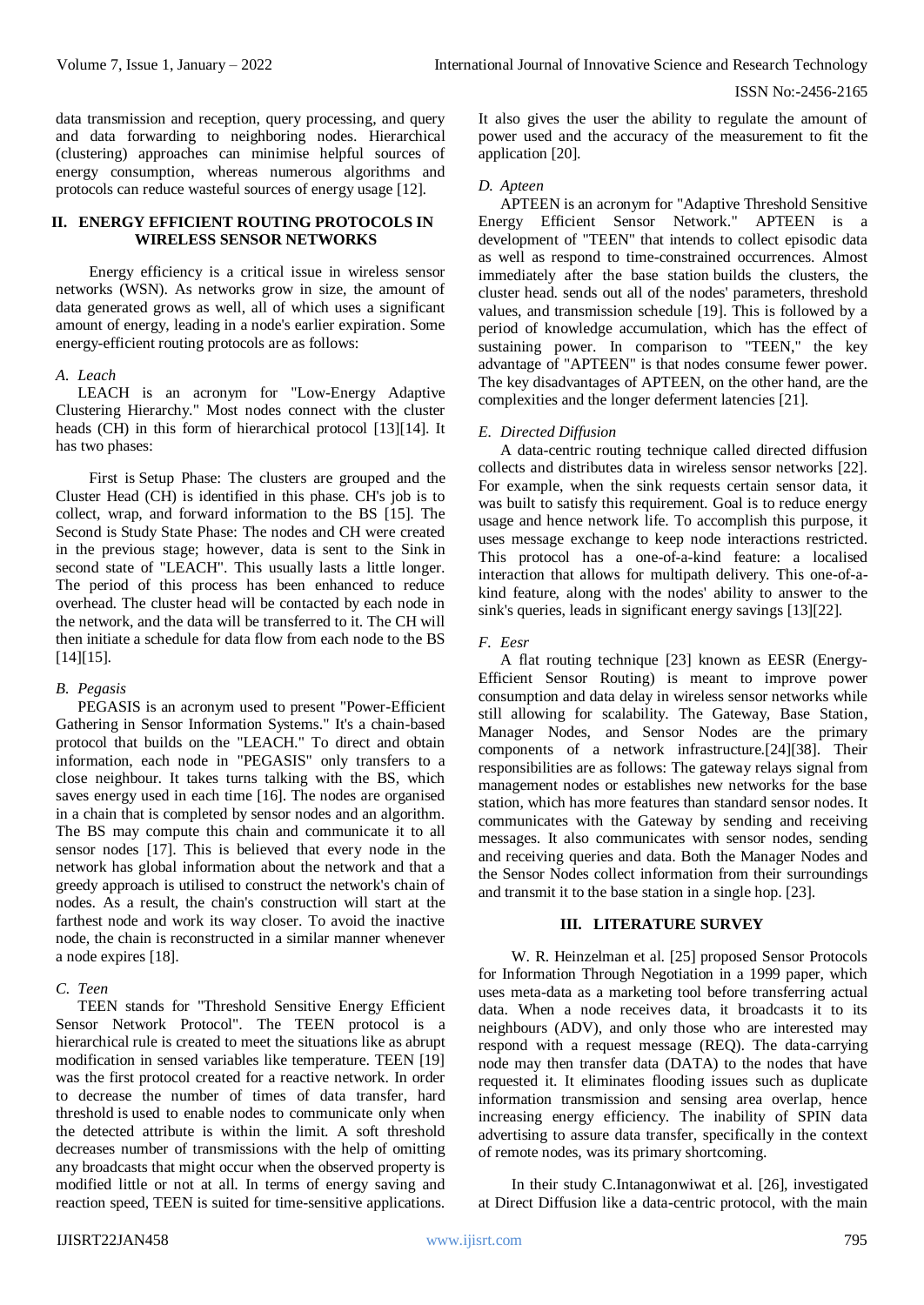data transmission and reception, query processing, and query and data forwarding to neighboring nodes. Hierarchical (clustering) approaches can minimise helpful sources of energy consumption, whereas numerous algorithms and protocols can reduce wasteful sources of energy usage [12].

## II. ENERGY EFFICIENT ROUTING PROTOCOLS IN WIRELESS SENSOR NETWORKS

Energy efficiency is a critical issue in wireless sensor networks (WSN). As networks grow in size, the amount of data generated grows as well, all of which uses a significant amount of energy, leading in a node's earlier expiration. Some energy-efficient routing protocols are as follows:

### *A. Leach*

LEACH is an acronym for "Low-Energy Adaptive Clustering Hierarchy." Most nodes connect with the cluster heads (CH) in this form of hierarchical protocol [13][14]. It has two phases:

First is Setup Phase: The clusters are grouped and the Cluster Head (CH) is identified in this phase. CH's job is to collect, wrap, and forward information to the BS [15]. The Second is Study State Phase: The nodes and CH were created in the previous stage; however, data is sent to the Sink in second state of "LEACH". This usually lasts a little longer. The period of this process has been enhanced to reduce overhead. The cluster head will be contacted by each node in the network, and the data will be transferred to it. The CH will then initiate a schedule for data flow from each node to the BS [14][15].

### *B. Pegasis*

PEGASIS is an acronym used to present "Power-Efficient Gathering in Sensor Information Systems." It's a chain-based protocol that builds on the "LEACH." To direct and obtain information, each node in "PEGASIS" only transfers to a close neighbour. It takes turns talking with the BS, which saves energy used in each time [16]. The nodes are organised in a chain that is completed by sensor nodes and an algorithm. The BS may compute this chain and communicate it to all sensor nodes [17]. This is believed that every node in the network has global information about the network and that a greedy approach is utilised to construct the network's chain of nodes. As a result, the chain's construction will start at the farthest node and work its way closer. To avoid the inactive node, the chain is reconstructed in a similar manner whenever a node expires [18].

### *C. Teen*

TEEN stands for "Threshold Sensitive Energy Efficient Sensor Network Protocol". The TEEN protocol is a hierarchical rule is created to meet the situations like as abrupt modification in sensed variables like temperature. TEEN [19] was the first protocol created for a reactive network. In order to decrease the number of times of data transfer, hard threshold is used to enable nodes to communicate only when the detected attribute is within the limit. A soft threshold decreases number of transmissions with the help of omitting any broadcasts that might occur when the observed property is modified little or not at all. In terms of energy saving and reaction speed, TEEN is suited for time-sensitive applications. It also gives the user the ability to regulate the amount of power used and the accuracy of the measurement to fit the application [20].

### *D. Apteen*

APTEEN is an acronym for "Adaptive Threshold Sensitive Energy Efficient Sensor Network." APTEEN is a development of "TEEN" that intends to collect episodic data as well as respond to time-constrained occurrences. Almost immediately after the base station builds the clusters, the cluster head. sends out all of the nodes' parameters, threshold values, and transmission schedule [19]. This is followed by a period of knowledge accumulation, which has the effect of sustaining power. In comparison to "TEEN," the key advantage of "APTEEN" is that nodes consume fewer power. The key disadvantages of APTEEN, on the other hand, are the complexities and the longer deferment latencies [21].

### *E. Directed Diffusion*

A data-centric routing technique called directed diffusion collects and distributes data in wireless sensor networks [22]. For example, when the sink requests certain sensor data, it was built to satisfy this requirement. Goal is to reduce energy usage and hence network life. To accomplish this purpose, it uses message exchange to keep node interactions restricted. This protocol has a one-of-a-kind feature: a localised interaction that allows for multipath delivery. This one-of-a-kind feature, along with the nodes' ability to answer to the sink's queries, leads in significant energy savings [13][22].

### *F. Eesr*

A flat routing technique [23] known as EESR (Energy-Efficient Sensor Routing) is meant to improve power consumption and data delay in wireless sensor networks while still allowing for scalability. The Gateway, Base Station, Manager Nodes, and Sensor Nodes are the primary components of a network infrastructure.[24][38]. Their responsibilities are as follows: The gateway relays signal from management nodes or establishes new networks for the base station, which has more features than standard sensor nodes. It communicates with the Gateway by sending and receiving messages. It also communicates with sensor nodes, sending and receiving queries and data. Both the Manager Nodes and the Sensor Nodes collect information from their surroundings and transmit it to the base station in a single hop. [23].

## III. LITERATURE SURVEY

W. R. Heinzelman et al. [25] proposed Sensor Protocols for Information Through Negotiation in a 1999 paper, which uses meta-data as a marketing tool before transferring actual data. When a node receives data, it broadcasts it to its neighbours (ADV), and only those who are interested may respond with a request message (REQ). The data-carrying node may then transfer data (DATA) to the nodes that have requested it. It eliminates flooding issues such as duplicate information transmission and sensing area overlap, hence increasing energy efficiency. The inability of SPIN data advertising to assure data transfer, specifically in the context of remote nodes, was its primary shortcoming.

In their study C.Intanagonwiwat et al. [26], investigated at Direct Diffusion like a data-centric protocol, with the main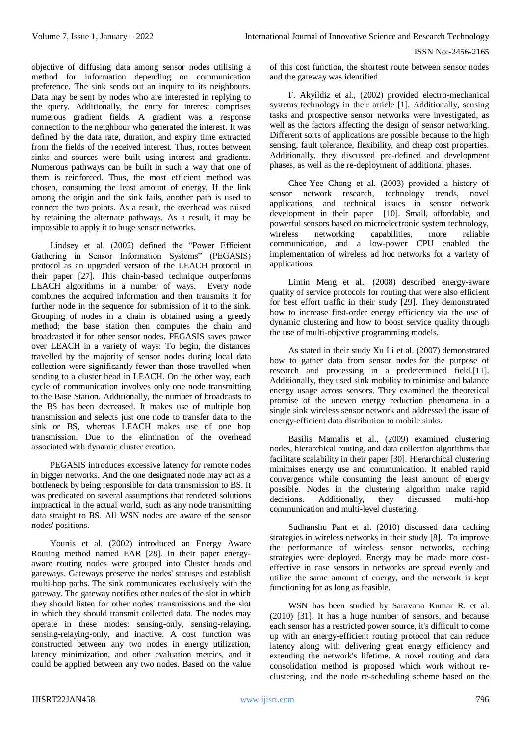objective of diffusing data among sensor nodes utilising a method for information depending on communication preference. The sink sends out an inquiry to its neighbours. Data may be sent by nodes who are interested in replying to the query. Additionally, the entry for interest comprises numerous gradient fields. A gradient was a response connection to the neighbour who generated the interest. It was defined by the data rate, duration, and expiry time extracted from the fields of the received interest. Thus, routes between sinks and sources were built using interest and gradients. Numerous pathways can be built in such a way that one of them is reinforced. Thus, the most efficient method was chosen, consuming the least amount of energy. If the link among the origin and the sink fails, another path is used to connect the two points. As a result, the overhead was raised by retaining the alternate pathways. As a result, it may be impossible to apply it to huge sensor networks.

Lindsey et al. (2002) defined the "Power Efficient Gathering in Sensor Information Systems" (PEGASIS) protocol as an upgraded version of the LEACH protocol in their paper [27]. This chain-based technique outperforms LEACH algorithms in a number of ways. Every node combines the acquired information and then transmits it for further node in the sequence for submission of it to the sink. Grouping of nodes in a chain is obtained using a greedy method; the base station then computes the chain and broadcasted it for other sensor nodes. PEGASIS saves power over LEACH in a variety of ways: To begin, the distances travelled by the majority of sensor nodes during local data collection were significantly fewer than those travelled when sending to a cluster head in LEACH. On the other way, each cycle of communication involves only one node transmitting to the Base Station. Additionally, the number of broadcasts to the BS has been decreased. It makes use of multiple hop transmission and selects just one node to transfer data to the sink or BS, whereas LEACH makes use of one hop transmission. Due to the elimination of the overhead associated with dynamic cluster creation.

PEGASIS introduces excessive latency for remote nodes in bigger networks. And the one designated node may act as a bottleneck by being responsible for data transmission to BS. It was predicated on several assumptions that rendered solutions impractical in the actual world, such as any node transmitting data straight to BS. All WSN nodes are aware of the sensor nodes' positions.

Younis et al. (2002) introduced an Energy Aware Routing method named EAR [28]. In their paper energy-aware routing nodes were grouped into Cluster heads and gateways. Gateways preserve the nodes' statuses and establish multi-hop paths. The sink communicates exclusively with the gateway. The gateway notifies other nodes of the slot in which they should listen for other nodes' transmissions and the slot in which they should transmit collected data. The nodes may operate in these modes: sensing-only, sensing-relaying, sensing-relaying-only, and inactive. A cost function was constructed between any two nodes in energy utilization, latency minimization, and other evaluation metrics, and it could be applied between any two nodes. Based on the value of this cost function, the shortest route between sensor nodes and the gateway was identified.

F. Akyildiz et al., (2002) provided electro-mechanical systems technology in their article [1]. Additionally, sensing tasks and prospective sensor networks were investigated, as well as the factors affecting the design of sensor networking. Different sorts of applications are possible because to the high sensing, fault tolerance, flexibility, and cheap cost properties. Additionally, they discussed pre-defined and development phases, as well as the re-deployment of additional phases.

Chee-Yee Chong et al. (2003) provided a history of sensor network research, technology trends, novel applications, and technical issues in sensor network development in their paper [10]. Small, affordable, and powerful sensors based on microelectronic system technology, wireless networking capabilities, more reliable communication, and a low-power CPU enabled the implementation of wireless ad hoc networks for a variety of applications.

Limin Meng et al., (2008) described energy-aware quality of service protocols for routing that were also efficient for best effort traffic in their study [29]. They demonstrated how to increase first-order energy efficiency via the use of dynamic clustering and how to boost service quality through the use of multi-objective programming models.

As stated in their study Xu Li et al. (2007) demonstrated how to gather data from sensor nodes for the purpose of research and processing in a predetermined field.[11]. Additionally, they used sink mobility to minimise and balance energy usage across sensors. They examined the theoretical promise of the uneven energy reduction phenomena in a single sink wireless sensor network and addressed the issue of energy-efficient data distribution to mobile sinks.

Basilis Mamalis et al., (2009) examined clustering nodes, hierarchical routing, and data collection algorithms that facilitate scalability in their paper [30]. Hierarchical clustering minimises energy use and communication. It enabled rapid convergence while consuming the least amount of energy possible. Nodes in the clustering algorithm make rapid decisions. Additionally, they discussed multi-hop communication and multi-level clustering.

Sudhanshu Pant et al. (2010) discussed data caching strategies in wireless networks in their study [8]. To improve the performance of wireless sensor networks, caching strategies were deployed. Energy may be made more cost-effective in case sensors in networks are spread evenly and utilize the same amount of energy, and the network is kept functioning for as long as feasible.

WSN has been studied by Saravana Kumar R. et al. (2010) [31]. It has a huge number of sensors, and because each sensor has a restricted power source, it's difficult to come up with an energy-efficient routing protocol that can reduce latency along with delivering great energy efficiency and extending the network's lifetime. A novel routing and data consolidation method is proposed which work without re-clustering, and the node re-scheduling scheme based on the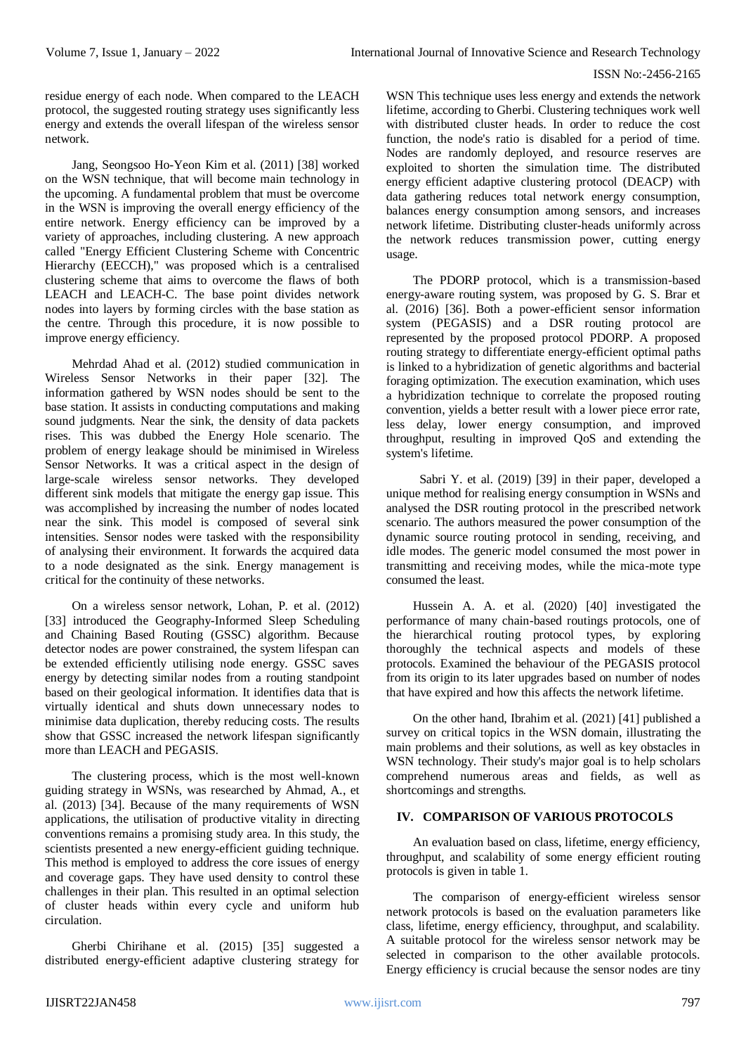residue energy of each node. When compared to the LEACH protocol, the suggested routing strategy uses significantly less energy and extends the overall lifespan of the wireless sensor network.

Jang, Seongsoo Ho-Yeon Kim et al. (2011) [38] worked on the WSN technique, that will become main technology in the upcoming. A fundamental problem that must be overcome in the WSN is improving the overall energy efficiency of the entire network. Energy efficiency can be improved by a variety of approaches, including clustering. A new approach called "Energy Efficient Clustering Scheme with Concentric Hierarchy (EECCH)," was proposed which is a centralised clustering scheme that aims to overcome the flaws of both LEACH and LEACH-C. The base point divides network nodes into layers by forming circles with the base station as the centre. Through this procedure, it is now possible to improve energy efficiency.

Mehrdad Ahad et al. (2012) studied communication in Wireless Sensor Networks in their paper [32]. The information gathered by WSN nodes should be sent to the base station. It assists in conducting computations and making sound judgments. Near the sink, the density of data packets rises. This was dubbed the Energy Hole scenario. The problem of energy leakage should be minimised in Wireless Sensor Networks. It was a critical aspect in the design of large-scale wireless sensor networks. They developed different sink models that mitigate the energy gap issue. This was accomplished by increasing the number of nodes located near the sink. This model is composed of several sink intensities. Sensor nodes were tasked with the responsibility of analysing their environment. It forwards the acquired data to a node designated as the sink. Energy management is critical for the continuity of these networks.

On a wireless sensor network, Lohan, P. et al. (2012) [33] introduced the Geography-Informed Sleep Scheduling and Chaining Based Routing (GSSC) algorithm. Because detector nodes are power constrained, the system lifespan can be extended efficiently utilising node energy. GSSC saves energy by detecting similar nodes from a routing standpoint based on their geological information. It identifies data that is virtually identical and shuts down unnecessary nodes to minimise data duplication, thereby reducing costs. The results show that GSSC increased the network lifespan significantly more than LEACH and PEGASIS.

The clustering process, which is the most well-known guiding strategy in WSNs, was researched by Ahmad, A., et al. (2013) [34]. Because of the many requirements of WSN applications, the utilisation of productive vitality in directing conventions remains a promising study area. In this study, the scientists presented a new energy-efficient guiding technique. This method is employed to address the core issues of energy and coverage gaps. They have used density to control these challenges in their plan. This resulted in an optimal selection of cluster heads within every cycle and uniform hub circulation.

Gherbi Chirihane et al. (2015) [35] suggested a distributed energy-efficient adaptive clustering strategy for WSN This technique uses less energy and extends the network lifetime, according to Gherbi. Clustering techniques work well with distributed cluster heads. In order to reduce the cost function, the node's ratio is disabled for a period of time. Nodes are randomly deployed, and resource reserves are exploited to shorten the simulation time. The distributed energy efficient adaptive clustering protocol (DEACP) with data gathering reduces total network energy consumption, balances energy consumption among sensors, and increases network lifetime. Distributing cluster-heads uniformly across the network reduces transmission power, cutting energy usage.

The PDORP protocol, which is a transmission-based energy-aware routing system, was proposed by G. S. Brar et al. (2016) [36]. Both a power-efficient sensor information system (PEGASIS) and a DSR routing protocol are represented by the proposed protocol PDORP. A proposed routing strategy to differentiate energy-efficient optimal paths is linked to a hybridization of genetic algorithms and bacterial foraging optimization. The execution examination, which uses a hybridization technique to correlate the proposed routing convention, yields a better result with a lower piece error rate, less delay, lower energy consumption, and improved throughput, resulting in improved QoS and extending the system's lifetime.

Sabri Y. et al. (2019) [39] in their paper, developed a unique method for realising energy consumption in WSNs and analysed the DSR routing protocol in the prescribed network scenario. The authors measured the power consumption of the dynamic source routing protocol in sending, receiving, and idle modes. The generic model consumed the most power in transmitting and receiving modes, while the mica-mote type consumed the least.

Hussein A. A. et al. (2020) [40] investigated the performance of many chain-based routings protocols, one of the hierarchical routing protocol types, by exploring thoroughly the technical aspects and models of these protocols. Examined the behaviour of the PEGASIS protocol from its origin to its later upgrades based on number of nodes that have expired and how this affects the network lifetime.

On the other hand, Ibrahim et al. (2021) [41] published a survey on critical topics in the WSN domain, illustrating the main problems and their solutions, as well as key obstacles in WSN technology. Their study's major goal is to help scholars comprehend numerous areas and fields, as well as shortcomings and strengths.

## IV. COMPARISON OF VARIOUS PROTOCOLS

An evaluation based on class, lifetime, energy efficiency, throughput, and scalability of some energy efficient routing protocols is given in table 1.

The comparison of energy-efficient wireless sensor network protocols is based on the evaluation parameters like class, lifetime, energy efficiency, throughput, and scalability. A suitable protocol for the wireless sensor network may be selected in comparison to the other available protocols. Energy efficiency is crucial because the sensor nodes are tiny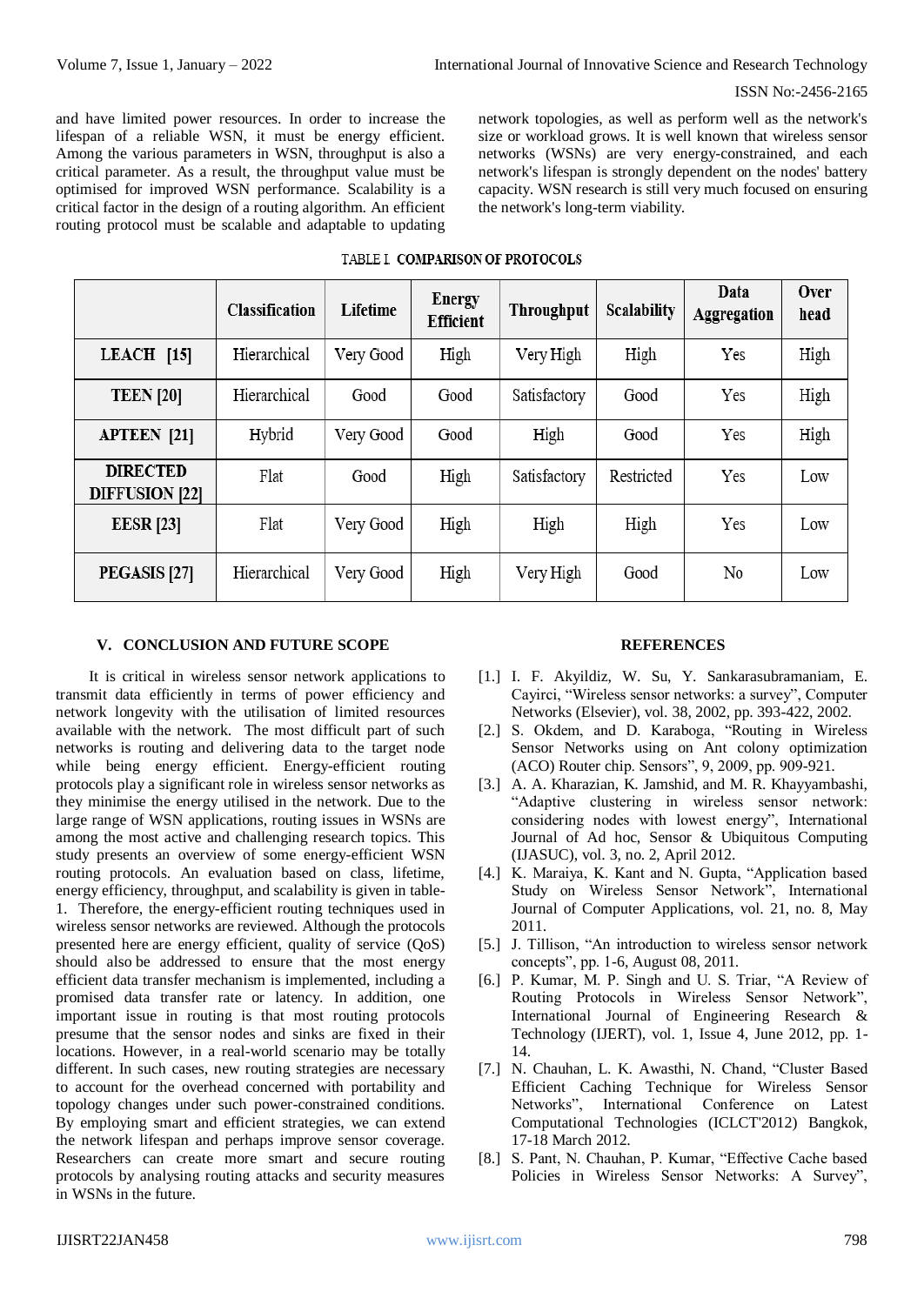and have limited power resources. In order to increase the lifespan of a reliable WSN, it must be energy efficient. Among the various parameters in WSN, throughput is also a critical parameter. As a result, the throughput value must be optimised for improved WSN performance. Scalability is a critical factor in the design of a routing algorithm. An efficient routing protocol must be scalable and adaptable to updating network topologies, as well as perform well as the network's size or workload grows. It is well known that wireless sensor networks (WSNs) are very energy-constrained, and each network's lifespan is strongly dependent on the nodes' battery capacity. WSN research is still very much focused on ensuring the network's long-term viability.

TABLE I. COMPARISON OF PROTOCOLS

| | Classification | Lifetime | Energy Efficient | Throughput | Scalability | Data Aggregation | Over head |
|---|---|---|---|---|---|---|---|
| **LEACH [15]** | Hierarchical | Very Good | High | Very High | High | Yes | High |
| **TEEN [20]** | Hierarchical | Good | Good | Satisfactory | Good | Yes | High |
| **APTEEN [21]** | Hybrid | Very Good | Good | High | Good | Yes | High |
| **DIRECTED DIFFUSION [22]** | Flat | Good | High | Satisfactory | Restricted | Yes | Low |
| **EESR [23]** | Flat | Very Good | High | High | High | Yes | Low |
| **PEGASIS [27]** | Hierarchical | Very Good | High | Very High | Good | No | Low |

## V. CONCLUSION AND FUTURE SCOPE

It is critical in wireless sensor network applications to transmit data efficiently in terms of power efficiency and network longevity with the utilisation of limited resources available with the network. The most difficult part of such networks is routing and delivering data to the target node while being energy efficient. Energy-efficient routing protocols play a significant role in wireless sensor networks as they minimise the energy utilised in the network. Due to the large range of WSN applications, routing issues in WSNs are among the most active and challenging research topics. This study presents an overview of some energy-efficient WSN routing protocols. An evaluation based on class, lifetime, energy efficiency, throughput, and scalability is given in table-1. Therefore, the energy-efficient routing techniques used in wireless sensor networks are reviewed. Although the protocols presented here are energy efficient, quality of service (QoS) should also be addressed to ensure that the most energy efficient data transfer mechanism is implemented, including a promised data transfer rate or latency. In addition, one important issue in routing is that most routing protocols presume that the sensor nodes and sinks are fixed in their locations. However, in a real-world scenario may be totally different. In such cases, new routing strategies are necessary to account for the overhead concerned with portability and topology changes under such power-constrained conditions. By employing smart and efficient strategies, we can extend the network lifespan and perhaps improve sensor coverage. Researchers can create more smart and secure routing protocols by analysing routing attacks and security measures in WSNs in the future.

## REFERENCES

[1.] I. F. Akyildiz, W. Su, Y. Sankarasubramaniam, E. Cayirci, "Wireless sensor networks: a survey", Computer Networks (Elsevier), vol. 38, 2002, pp. 393-422, 2002.

[2.] S. Okdem, and D. Karaboga, "Routing in Wireless Sensor Networks using on Ant colony optimization (ACO) Router chip. Sensors", 9, 2009, pp. 909-921.

[3.] A. A. Kharazian, K. Jamshid, and M. R. Khayyambashi, "Adaptive clustering in wireless sensor network: considering nodes with lowest energy", International Journal of Ad hoc, Sensor & Ubiquitous Computing (IJASUC), vol. 3, no. 2, April 2012.

[4.] K. Maraiya, K. Kant and N. Gupta, "Application based Study on Wireless Sensor Network", International Journal of Computer Applications, vol. 21, no. 8, May 2011.

[5.] J. Tillison, "An introduction to wireless sensor network concepts", pp. 1-6, August 08, 2011.

[6.] P. Kumar, M. P. Singh and U. S. Triar, "A Review of Routing Protocols in Wireless Sensor Network", International Journal of Engineering Research & Technology (IJERT), vol. 1, Issue 4, June 2012, pp. 1-14.

[7.] N. Chauhan, L. K. Awasthi, N. Chand, "Cluster Based Efficient Caching Technique for Wireless Sensor Networks", International Conference on Latest Computational Technologies (ICLCT'2012) Bangkok, 17-18 March 2012.

[8.] S. Pant, N. Chauhan, P. Kumar, "Effective Cache based Policies in Wireless Sensor Networks: A Survey",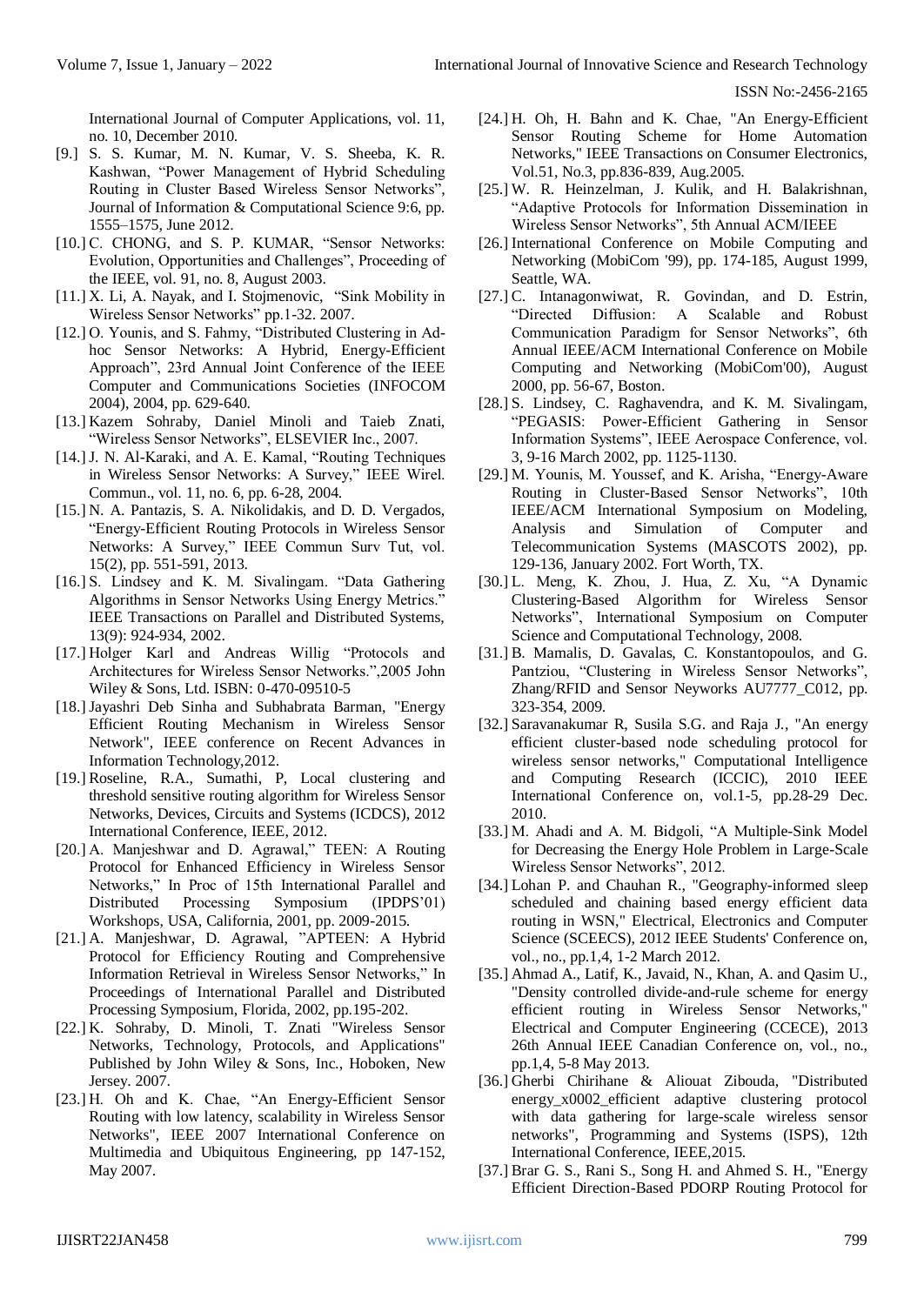International Journal of Computer Applications, vol. 11, no. 10, December 2010.

[9.] S. S. Kumar, M. N. Kumar, V. S. Sheeba, K. R. Kashwan, "Power Management of Hybrid Scheduling Routing in Cluster Based Wireless Sensor Networks", Journal of Information & Computational Science 9:6, pp. 1555–1575, June 2012.

[10.] C. CHONG, and S. P. KUMAR, "Sensor Networks: Evolution, Opportunities and Challenges", Proceeding of the IEEE, vol. 91, no. 8, August 2003.

[11.] X. Li, A. Nayak, and I. Stojmenovic, "Sink Mobility in Wireless Sensor Networks" pp.1-32. 2007.

[12.] O. Younis, and S. Fahmy, "Distributed Clustering in Ad-hoc Sensor Networks: A Hybrid, Energy-Efficient Approach", 23rd Annual Joint Conference of the IEEE Computer and Communications Societies (INFOCOM 2004), 2004, pp. 629-640.

[13.] Kazem Sohraby, Daniel Minoli and Taieb Znati, "Wireless Sensor Networks", ELSEVIER Inc., 2007.

[14.] J. N. Al-Karaki, and A. E. Kamal, "Routing Techniques in Wireless Sensor Networks: A Survey," IEEE Wirel. Commun., vol. 11, no. 6, pp. 6-28, 2004.

[15.] N. A. Pantazis, S. A. Nikolidakis, and D. D. Vergados, "Energy-Efficient Routing Protocols in Wireless Sensor Networks: A Survey," IEEE Commun Surv Tut, vol. 15(2), pp. 551-591, 2013.

[16.] S. Lindsey and K. M. Sivalingam. "Data Gathering Algorithms in Sensor Networks Using Energy Metrics." IEEE Transactions on Parallel and Distributed Systems, 13(9): 924-934, 2002.

[17.] Holger Karl and Andreas Willig "Protocols and Architectures for Wireless Sensor Networks.",2005 John Wiley & Sons, Ltd. ISBN: 0-470-09510-5

[18.] Jayashri Deb Sinha and Subhabrata Barman, "Energy Efficient Routing Mechanism in Wireless Sensor Network", IEEE conference on Recent Advances in Information Technology,2012.

[19.] Roseline, R.A., Sumathi, P, Local clustering and threshold sensitive routing algorithm for Wireless Sensor Networks, Devices, Circuits and Systems (ICDCS), 2012 International Conference, IEEE, 2012.

[20.] A. Manjeshwar and D. Agrawal," TEEN: A Routing Protocol for Enhanced Efficiency in Wireless Sensor Networks," In Proc of 15th International Parallel and Distributed Processing Symposium (IPDPS'01) Workshops, USA, California, 2001, pp. 2009-2015.

[21.] A. Manjeshwar, D. Agrawal, "APTEEN: A Hybrid Protocol for Efficiency Routing and Comprehensive Information Retrieval in Wireless Sensor Networks," In Proceedings of International Parallel and Distributed Processing Symposium, Florida, 2002, pp.195-202.

[22.] K. Sohraby, D. Minoli, T. Znati "Wireless Sensor Networks, Technology, Protocols, and Applications" Published by John Wiley & Sons, Inc., Hoboken, New Jersey. 2007.

[23.] H. Oh and K. Chae, "An Energy-Efficient Sensor Routing with low latency, scalability in Wireless Sensor Networks", IEEE 2007 International Conference on Multimedia and Ubiquitous Engineering, pp 147-152, May 2007.

[24.] H. Oh, H. Bahn and K. Chae, "An Energy-Efficient Sensor Routing Scheme for Home Automation Networks," IEEE Transactions on Consumer Electronics, Vol.51, No.3, pp.836-839, Aug.2005.

[25.] W. R. Heinzelman, J. Kulik, and H. Balakrishnan, "Adaptive Protocols for Information Dissemination in Wireless Sensor Networks", 5th Annual ACM/IEEE

[26.] International Conference on Mobile Computing and Networking (MobiCom '99), pp. 174-185, August 1999, Seattle, WA.

[27.] C. Intanagonwiwat, R. Govindan, and D. Estrin, "Directed Diffusion: A Scalable and Robust Communication Paradigm for Sensor Networks", 6th Annual IEEE/ACM International Conference on Mobile Computing and Networking (MobiCom'00), August 2000, pp. 56-67, Boston.

[28.] S. Lindsey, C. Raghavendra, and K. M. Sivalingam, "PEGASIS: Power-Efficient Gathering in Sensor Information Systems", IEEE Aerospace Conference, vol. 3, 9-16 March 2002, pp. 1125-1130.

[29.] M. Younis, M. Youssef, and K. Arisha, "Energy-Aware Routing in Cluster-Based Sensor Networks", 10th IEEE/ACM International Symposium on Modeling, Analysis and Simulation of Computer and Telecommunication Systems (MASCOTS 2002), pp. 129-136, January 2002. Fort Worth, TX.

[30.] L. Meng, K. Zhou, J. Hua, Z. Xu, "A Dynamic Clustering-Based Algorithm for Wireless Sensor Networks", International Symposium on Computer Science and Computational Technology, 2008.

[31.] B. Mamalis, D. Gavalas, C. Konstantopoulos, and G. Pantziou, "Clustering in Wireless Sensor Networks", Zhang/RFID and Sensor Neyworks AU7777_C012, pp. 323-354, 2009.

[32.] Saravanakumar R, Susila S.G. and Raja J., "An energy efficient cluster-based node scheduling protocol for wireless sensor networks," Computational Intelligence and Computing Research (ICCIC), 2010 IEEE International Conference on, vol.1-5, pp.28-29 Dec. 2010.

[33.] M. Ahadi and A. M. Bidgoli, "A Multiple-Sink Model for Decreasing the Energy Hole Problem in Large-Scale Wireless Sensor Networks", 2012.

[34.] Lohan P. and Chauhan R., "Geography-informed sleep scheduled and chaining based energy efficient data routing in WSN," Electrical, Electronics and Computer Science (SCEECS), 2012 IEEE Students' Conference on, vol., no., pp.1,4, 1-2 March 2012.

[35.] Ahmad A., Latif, K., Javaid, N., Khan, A. and Qasim U., "Density controlled divide-and-rule scheme for energy efficient routing in Wireless Sensor Networks," Electrical and Computer Engineering (CCECE), 2013 26th Annual IEEE Canadian Conference on, vol., no., pp.1,4, 5-8 May 2013.

[36.] Gherbi Chirihane & Aliouat Zibouda, "Distributed energy_x0002_efficient adaptive clustering protocol with data gathering for large-scale wireless sensor networks", Programming and Systems (ISPS), 12th International Conference, IEEE,2015.

[37.] Brar G. S., Rani S., Song H. and Ahmed S. H., "Energy Efficient Direction-Based PDORP Routing Protocol for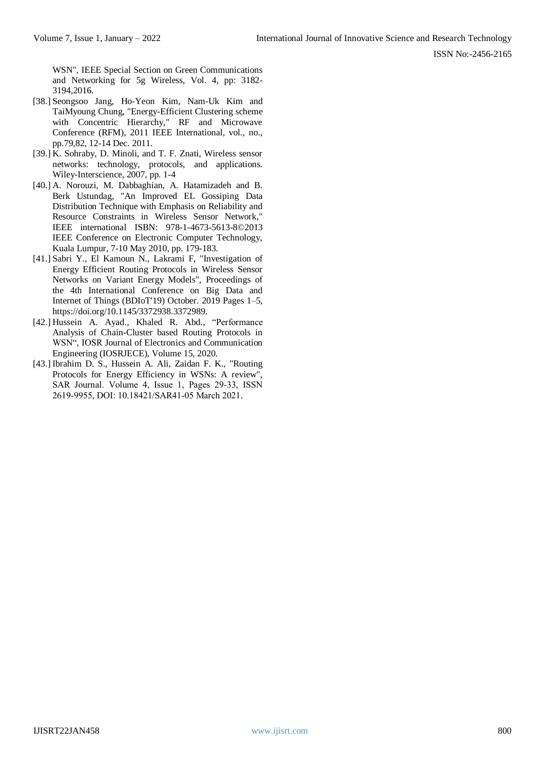WSN", IEEE Special Section on Green Communications and Networking for 5g Wireless, Vol. 4, pp: 3182-3194,2016.

[38.] Seongsoo Jang, Ho-Yeon Kim, Nam-Uk Kim and TaiMyoung Chung, "Energy-Efficient Clustering scheme with Concentric Hierarchy," RF and Microwave Conference (RFM), 2011 IEEE International, vol., no., pp.79,82, 12-14 Dec. 2011.

[39.] K. Sohraby, D. Minoli, and T. F. Znati, Wireless sensor networks: technology, protocols, and applications. Wiley-Interscience, 2007, pp. 1-4

[40.] A. Norouzi, M. Dabbaghian, A. Hatamizadeh and B. Berk Ustundag, "An Improved EL Gossiping Data Distribution Technique with Emphasis on Reliability and Resource Constraints in Wireless Sensor Network," IEEE international ISBN: 978-1-4673-5613-8©2013 IEEE Conference on Electronic Computer Technology, Kuala Lumpur, 7-10 May 2010, pp. 179-183.

[41.] Sabri Y., El Kamoun N., Lakrami F, "Investigation of Energy Efficient Routing Protocols in Wireless Sensor Networks on Variant Energy Models", Proceedings of the 4th International Conference on Big Data and Internet of Things (BDIoT'19) October. 2019 Pages 1–5, https://doi.org/10.1145/3372938.3372989.

[42.] Hussein A. Ayad., Khaled R. Abd., "Performance Analysis of Chain-Cluster based Routing Protocols in WSN", IOSR Journal of Electronics and Communication Engineering (IOSRJECE), Volume 15, 2020.

[43.] Ibrahim D. S., Hussein A. Ali, Zaidan F. K., "Routing Protocols for Energy Efficiency in WSNs: A review", SAR Journal. Volume 4, Issue 1, Pages 29-33, ISSN 2619-9955, DOI: 10.18421/SAR41-05 March 2021.